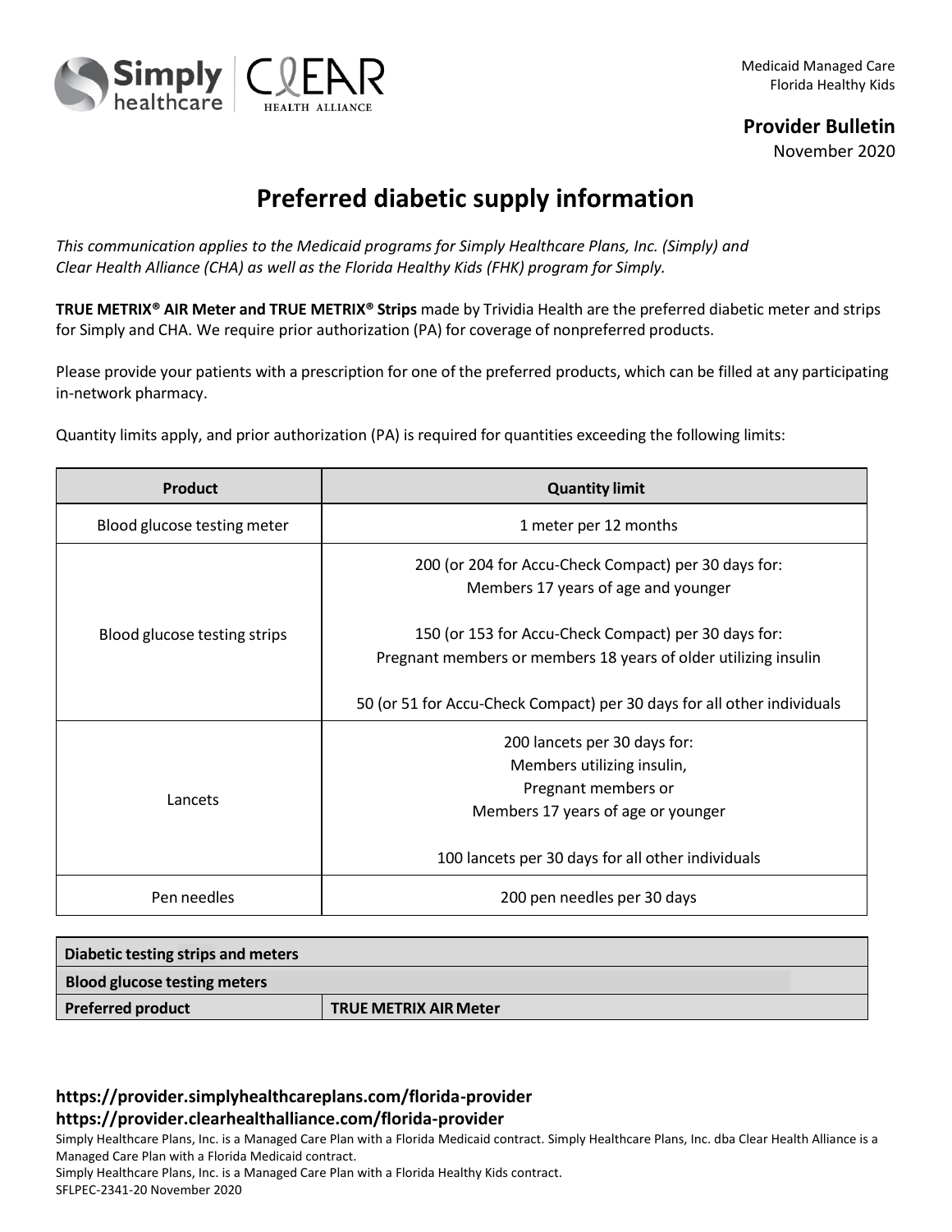Medicaid Managed Care
Florida Healthy Kids

**Provider Bulletin**
November 2020

# Preferred diabetic supply information

*This communication applies to the Medicaid programs for Simply Healthcare Plans, Inc. (Simply) and Clear Health Alliance (CHA) as well as the Florida Healthy Kids (FHK) program for Simply.*

**TRUE METRIX® AIR Meter and TRUE METRIX® Strips** made by Trividia Health are the preferred diabetic meter and strips for Simply and CHA. We require prior authorization (PA) for coverage of nonpreferred products.

Please provide your patients with a prescription for one of the preferred products, which can be filled at any participating in-network pharmacy.

Quantity limits apply, and prior authorization (PA) is required for quantities exceeding the following limits:

| Product | Quantity limit |
|---|---|
| Blood glucose testing meter | 1 meter per 12 months |
| Blood glucose testing strips | 200 (or 204 for Accu-Check Compact) per 30 days for: Members 17 years of age and younger<br><br>150 (or 153 for Accu-Check Compact) per 30 days for: Pregnant members or members 18 years of older utilizing insulin<br><br>50 (or 51 for Accu-Check Compact) per 30 days for all other individuals |
| Lancets | 200 lancets per 30 days for: Members utilizing insulin, Pregnant members or Members 17 years of age or younger<br><br>100 lancets per 30 days for all other individuals |
| Pen needles | 200 pen needles per 30 days |

| **Diabetic testing strips and meters** | |
|---|---|
| **Blood glucose testing meters** | |
| **Preferred product** | **TRUE METRIX AIR Meter** |

**https://provider.simplyhealthcareplans.com/florida-provider**
**https://provider.clearhealthalliance.com/florida-provider**

Simply Healthcare Plans, Inc. is a Managed Care Plan with a Florida Medicaid contract. Simply Healthcare Plans, Inc. dba Clear Health Alliance is a Managed Care Plan with a Florida Medicaid contract.
Simply Healthcare Plans, Inc. is a Managed Care Plan with a Florida Healthy Kids contract.
SFLPEC-2341-20 November 2020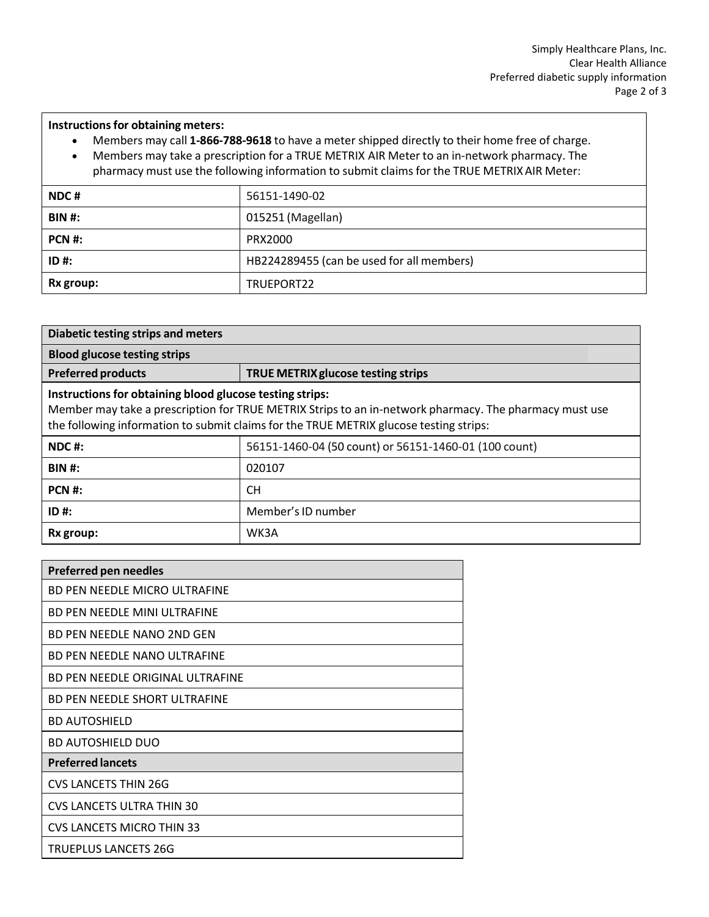**Instructions for obtaining meters:**

- Members may call **1-866-788-9618** to have a meter shipped directly to their home free of charge.
- Members may take a prescription for a TRUE METRIX AIR Meter to an in-network pharmacy. The pharmacy must use the following information to submit claims for the TRUE METRIX AIR Meter:

| | |
|---|---|
| **NDC #** | 56151-1490-02 |
| **BIN #:** | 015251 (Magellan) |
| **PCN #:** | PRX2000 |
| **ID #:** | HB224289455 (can be used for all members) |
| **Rx group:** | TRUEPORT22 |

| **Diabetic testing strips and meters** | |
|---|---|
| **Blood glucose testing strips** | |
| **Preferred products** | **TRUE METRIX glucose testing strips** |
| **Instructions for obtaining blood glucose testing strips:** Member may take a prescription for TRUE METRIX Strips to an in-network pharmacy. The pharmacy must use the following information to submit claims for the TRUE METRIX glucose testing strips: | |
| **NDC #:** | 56151-1460-04 (50 count) or 56151-1460-01 (100 count) |
| **BIN #:** | 020107 |
| **PCN #:** | CH |
| **ID #:** | Member's ID number |
| **Rx group:** | WK3A |

| **Preferred pen needles** |
|---|
| BD PEN NEEDLE MICRO ULTRAFINE |
| BD PEN NEEDLE MINI ULTRAFINE |
| BD PEN NEEDLE NANO 2ND GEN |
| BD PEN NEEDLE NANO ULTRAFINE |
| BD PEN NEEDLE ORIGINAL ULTRAFINE |
| BD PEN NEEDLE SHORT ULTRAFINE |
| BD AUTOSHIELD |
| BD AUTOSHIELD DUO |
| **Preferred lancets** |
| CVS LANCETS THIN 26G |
| CVS LANCETS ULTRA THIN 30 |
| CVS LANCETS MICRO THIN 33 |
| TRUEPLUS LANCETS 26G |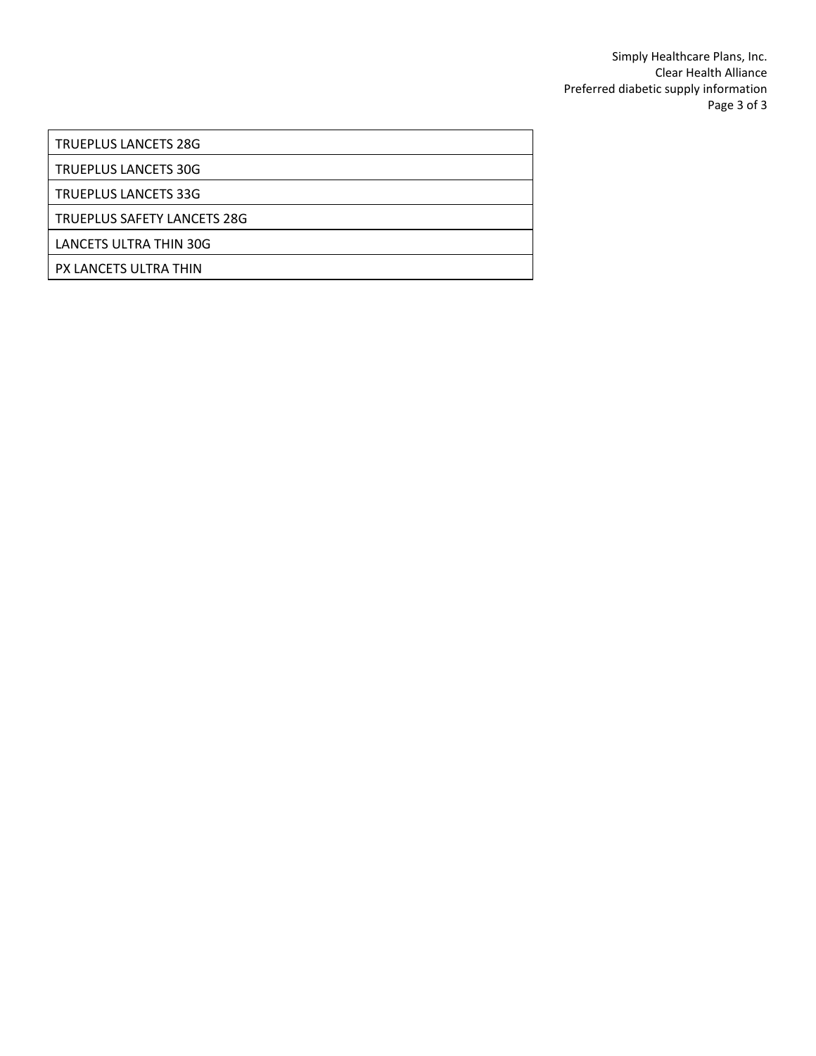| |
|---|
| TRUEPLUS LANCETS 28G |
| TRUEPLUS LANCETS 30G |
| TRUEPLUS LANCETS 33G |
| TRUEPLUS SAFETY LANCETS 28G |
| LANCETS ULTRA THIN 30G |
| PX LANCETS ULTRA THIN |